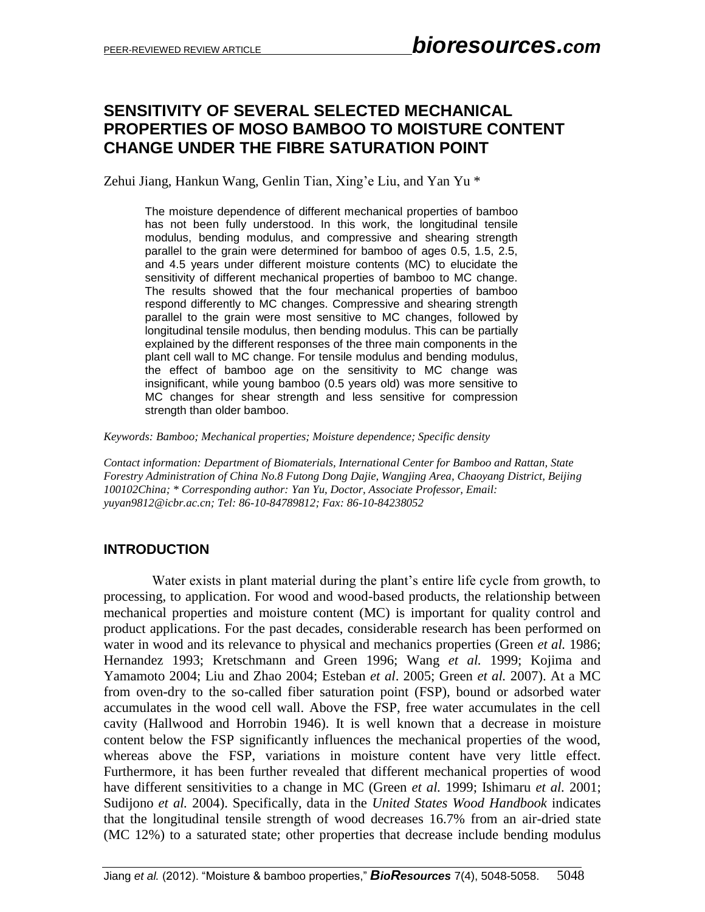# SENSITIVITY OF SEVERAL SELECTED MECHANICAL PROPERTIES OF MOSO BAMBOO TO MOISTURE CONTENT CHANGE UNDER THE FIBRE SATURATION POINT

Zehui Jiang, Hankun Wang, Genlin Tian, Xing'e Liu, and Yan Yu *

> The moisture dependence of different mechanical properties of bamboo has not been fully understood. In this work, the longitudinal tensile modulus, bending modulus, and compressive and shearing strength parallel to the grain were determined for bamboo of ages 0.5, 1.5, 2.5, and 4.5 years under different moisture contents (MC) to elucidate the sensitivity of different mechanical properties of bamboo to MC change. The results showed that the four mechanical properties of bamboo respond differently to MC changes. Compressive and shearing strength parallel to the grain were most sensitive to MC changes, followed by longitudinal tensile modulus, then bending modulus. This can be partially explained by the different responses of the three main components in the plant cell wall to MC change. For tensile modulus and bending modulus, the effect of bamboo age on the sensitivity to MC change was insignificant, while young bamboo (0.5 years old) was more sensitive to MC changes for shear strength and less sensitive for compression strength than older bamboo.

*Keywords: Bamboo; Mechanical properties; Moisture dependence; Specific density*

*Contact information: Department of Biomaterials, International Center for Bamboo and Rattan, State Forestry Administration of China No.8 Futong Dong Dajie, Wangjing Area, Chaoyang District, Beijing 100102China; * Corresponding author: Yan Yu, Doctor, Associate Professor, Email: yuyan9812@icbr.ac.cn; Tel: 86-10-84789812; Fax: 86-10-84238052*

## INTRODUCTION

Water exists in plant material during the plant's entire life cycle from growth, to processing, to application. For wood and wood-based products, the relationship between mechanical properties and moisture content (MC) is important for quality control and product applications. For the past decades, considerable research has been performed on water in wood and its relevance to physical and mechanics properties (Green *et al.* 1986; Hernandez 1993; Kretschmann and Green 1996; Wang *et al.* 1999; Kojima and Yamamoto 2004; Liu and Zhao 2004; Esteban *et al*. 2005; Green *et al.* 2007). At a MC from oven-dry to the so-called fiber saturation point (FSP), bound or adsorbed water accumulates in the wood cell wall. Above the FSP, free water accumulates in the cell cavity (Hallwood and Horrobin 1946). It is well known that a decrease in moisture content below the FSP significantly influences the mechanical properties of the wood, whereas above the FSP, variations in moisture content have very little effect. Furthermore, it has been further revealed that different mechanical properties of wood have different sensitivities to a change in MC (Green *et al.* 1999; Ishimaru *et al.* 2001; Sudijono *et al.* 2004). Specifically, data in the *United States Wood Handbook* indicates that the longitudinal tensile strength of wood decreases 16.7% from an air-dried state (MC 12%) to a saturated state; other properties that decrease include bending modulus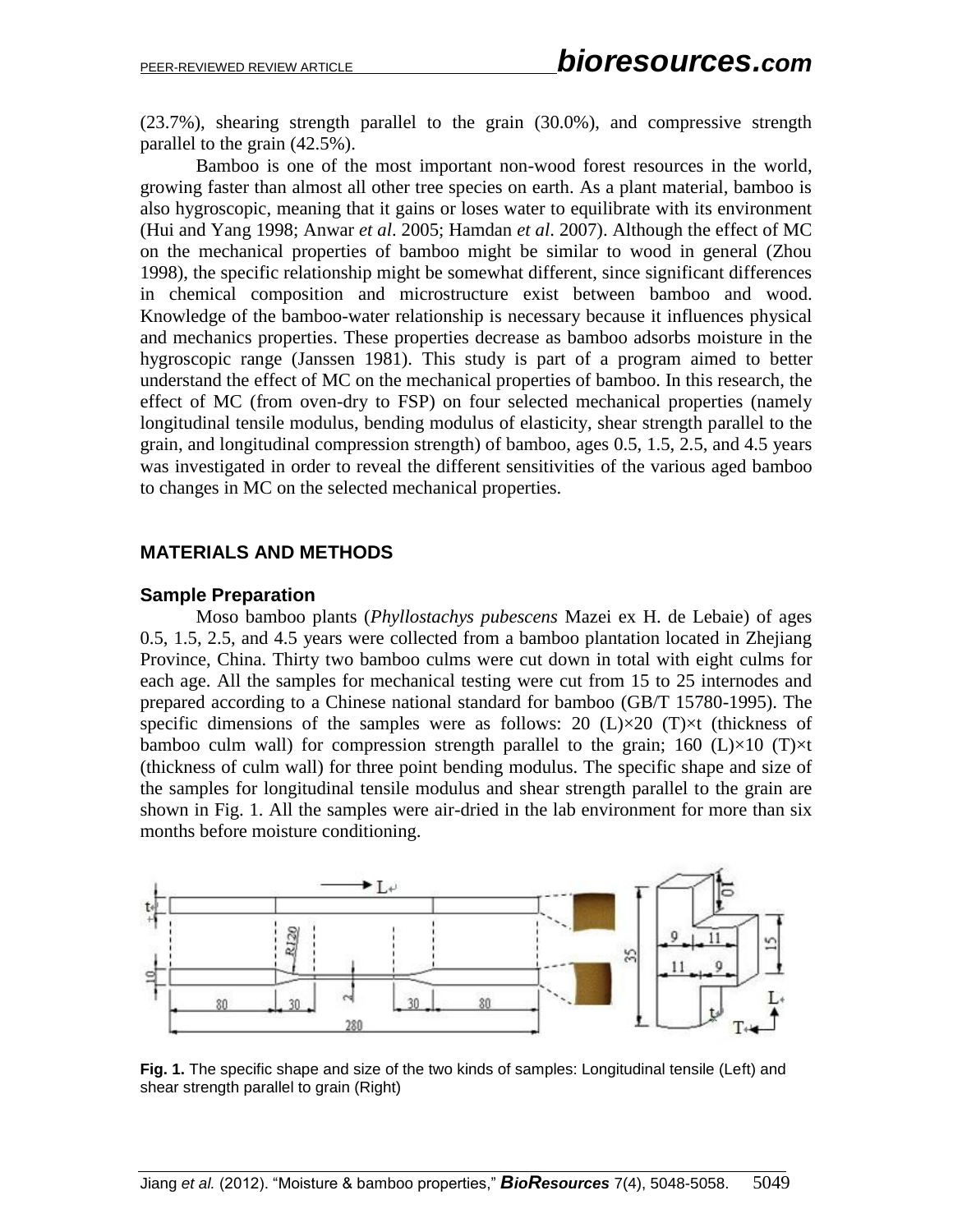(23.7%), shearing strength parallel to the grain (30.0%), and compressive strength parallel to the grain (42.5%).

Bamboo is one of the most important non-wood forest resources in the world, growing faster than almost all other tree species on earth. As a plant material, bamboo is also hygroscopic, meaning that it gains or loses water to equilibrate with its environment (Hui and Yang 1998; Anwar *et al*. 2005; Hamdan *et al*. 2007). Although the effect of MC on the mechanical properties of bamboo might be similar to wood in general (Zhou 1998), the specific relationship might be somewhat different, since significant differences in chemical composition and microstructure exist between bamboo and wood. Knowledge of the bamboo-water relationship is necessary because it influences physical and mechanics properties. These properties decrease as bamboo adsorbs moisture in the hygroscopic range (Janssen 1981). This study is part of a program aimed to better understand the effect of MC on the mechanical properties of bamboo. In this research, the effect of MC (from oven-dry to FSP) on four selected mechanical properties (namely longitudinal tensile modulus, bending modulus of elasticity, shear strength parallel to the grain, and longitudinal compression strength) of bamboo, ages 0.5, 1.5, 2.5, and 4.5 years was investigated in order to reveal the different sensitivities of the various aged bamboo to changes in MC on the selected mechanical properties.

## MATERIALS AND METHODS

### Sample Preparation

Moso bamboo plants (*Phyllostachys pubescens* Mazei ex H. de Lebaie) of ages 0.5, 1.5, 2.5, and 4.5 years were collected from a bamboo plantation located in Zhejiang Province, China. Thirty two bamboo culms were cut down in total with eight culms for each age. All the samples for mechanical testing were cut from 15 to 25 internodes and prepared according to a Chinese national standard for bamboo (GB/T 15780-1995). The specific dimensions of the samples were as follows: 20 (L)×20 (T)×t (thickness of bamboo culm wall) for compression strength parallel to the grain; 160 (L)×10 (T)×t (thickness of culm wall) for three point bending modulus. The specific shape and size of the samples for longitudinal tensile modulus and shear strength parallel to the grain are shown in Fig. 1. All the samples were air-dried in the lab environment for more than six months before moisture conditioning.

**Fig. 1.** The specific shape and size of the two kinds of samples: Longitudinal tensile (Left) and shear strength parallel to grain (Right)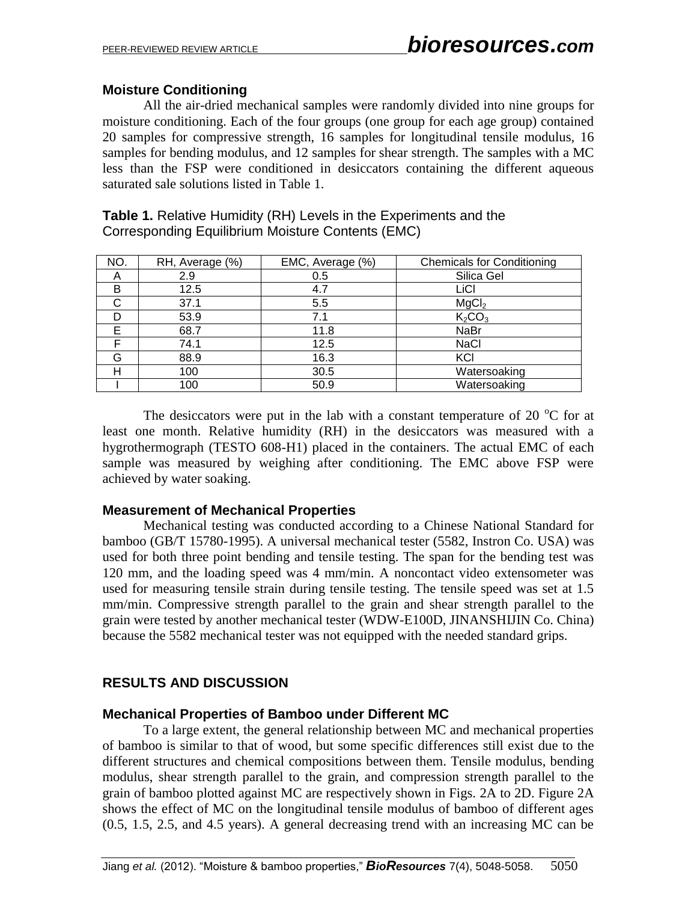### Moisture Conditioning

All the air-dried mechanical samples were randomly divided into nine groups for moisture conditioning. Each of the four groups (one group for each age group) contained 20 samples for compressive strength, 16 samples for longitudinal tensile modulus, 16 samples for bending modulus, and 12 samples for shear strength. The samples with a MC less than the FSP were conditioned in desiccators containing the different aqueous saturated sale solutions listed in Table 1.

**Table 1.** Relative Humidity (RH) Levels in the Experiments and the Corresponding Equilibrium Moisture Contents (EMC)

| NO. | RH, Average (%) | EMC, Average (%) | Chemicals for Conditioning |
|---|---|---|---|
| A | 2.9 | 0.5 | Silica Gel |
| B | 12.5 | 4.7 | LiCl |
| C | 37.1 | 5.5 | $MgCl_2$ |
| D | 53.9 | 7.1 | $K_2CO_3$ |
| E | 68.7 | 11.8 | NaBr |
| F | 74.1 | 12.5 | NaCl |
| G | 88.9 | 16.3 | KCl |
| H | 100 | 30.5 | Watersoaking |
| I | 100 | 50.9 | Watersoaking |

The desiccators were put in the lab with a constant temperature of 20 °C for at least one month. Relative humidity (RH) in the desiccators was measured with a hygrothermograph (TESTO 608-H1) placed in the containers. The actual EMC of each sample was measured by weighing after conditioning. The EMC above FSP were achieved by water soaking.

### Measurement of Mechanical Properties

Mechanical testing was conducted according to a Chinese National Standard for bamboo (GB/T 15780-1995). A universal mechanical tester (5582, Instron Co. USA) was used for both three point bending and tensile testing. The span for the bending test was 120 mm, and the loading speed was 4 mm/min. A noncontact video extensometer was used for measuring tensile strain during tensile testing. The tensile speed was set at 1.5 mm/min. Compressive strength parallel to the grain and shear strength parallel to the grain were tested by another mechanical tester (WDW-E100D, JINANSHIJIN Co. China) because the 5582 mechanical tester was not equipped with the needed standard grips.

## RESULTS AND DISCUSSION

### Mechanical Properties of Bamboo under Different MC

To a large extent, the general relationship between MC and mechanical properties of bamboo is similar to that of wood, but some specific differences still exist due to the different structures and chemical compositions between them. Tensile modulus, bending modulus, shear strength parallel to the grain, and compression strength parallel to the grain of bamboo plotted against MC are respectively shown in Figs. 2A to 2D. Figure 2A shows the effect of MC on the longitudinal tensile modulus of bamboo of different ages (0.5, 1.5, 2.5, and 4.5 years). A general decreasing trend with an increasing MC can be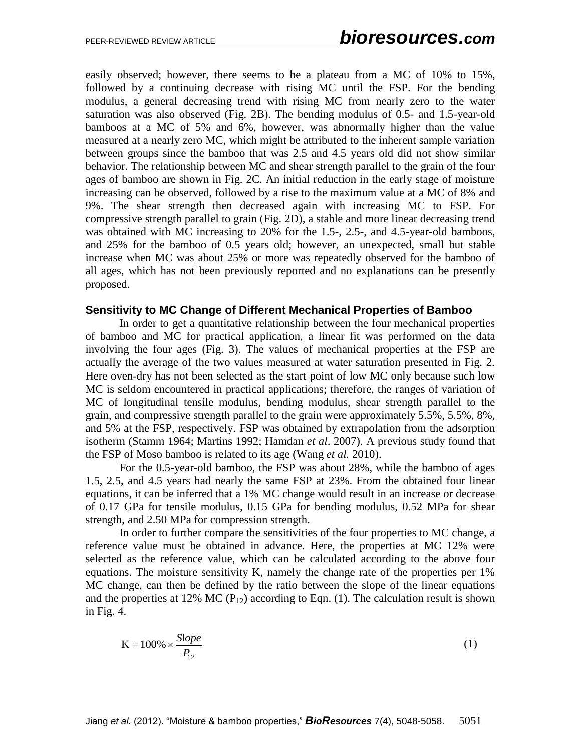easily observed; however, there seems to be a plateau from a MC of 10% to 15%, followed by a continuing decrease with rising MC until the FSP. For the bending modulus, a general decreasing trend with rising MC from nearly zero to the water saturation was also observed (Fig. 2B). The bending modulus of 0.5- and 1.5-year-old bamboos at a MC of 5% and 6%, however, was abnormally higher than the value measured at a nearly zero MC, which might be attributed to the inherent sample variation between groups since the bamboo that was 2.5 and 4.5 years old did not show similar behavior. The relationship between MC and shear strength parallel to the grain of the four ages of bamboo are shown in Fig. 2C. An initial reduction in the early stage of moisture increasing can be observed, followed by a rise to the maximum value at a MC of 8% and 9%. The shear strength then decreased again with increasing MC to FSP. For compressive strength parallel to grain (Fig. 2D), a stable and more linear decreasing trend was obtained with MC increasing to 20% for the 1.5-, 2.5-, and 4.5-year-old bamboos, and 25% for the bamboo of 0.5 years old; however, an unexpected, small but stable increase when MC was about 25% or more was repeatedly observed for the bamboo of all ages, which has not been previously reported and no explanations can be presently proposed.

### Sensitivity to MC Change of Different Mechanical Properties of Bamboo

In order to get a quantitative relationship between the four mechanical properties of bamboo and MC for practical application, a linear fit was performed on the data involving the four ages (Fig. 3). The values of mechanical properties at the FSP are actually the average of the two values measured at water saturation presented in Fig. 2. Here oven-dry has not been selected as the start point of low MC only because such low MC is seldom encountered in practical applications; therefore, the ranges of variation of MC of longitudinal tensile modulus, bending modulus, shear strength parallel to the grain, and compressive strength parallel to the grain were approximately 5.5%, 5.5%, 8%, and 5% at the FSP, respectively. FSP was obtained by extrapolation from the adsorption isotherm (Stamm 1964; Martins 1992; Hamdan *et al*. 2007). A previous study found that the FSP of Moso bamboo is related to its age (Wang *et al.* 2010).

For the 0.5-year-old bamboo, the FSP was about 28%, while the bamboo of ages 1.5, 2.5, and 4.5 years had nearly the same FSP at 23%. From the obtained four linear equations, it can be inferred that a 1% MC change would result in an increase or decrease of 0.17 GPa for tensile modulus, 0.15 GPa for bending modulus, 0.52 MPa for shear strength, and 2.50 MPa for compression strength.

In order to further compare the sensitivities of the four properties to MC change, a reference value must be obtained in advance. Here, the properties at MC 12% were selected as the reference value, which can be calculated according to the above four equations. The moisture sensitivity K, namely the change rate of the properties per 1% MC change, can then be defined by the ratio between the slope of the linear equations and the properties at 12% MC ($P_{12}$) according to Eqn. (1). The calculation result is shown in Fig. 4.

$$\mathrm{K} = 100\% \times \frac{Slope}{P_{12}} \tag{1}$$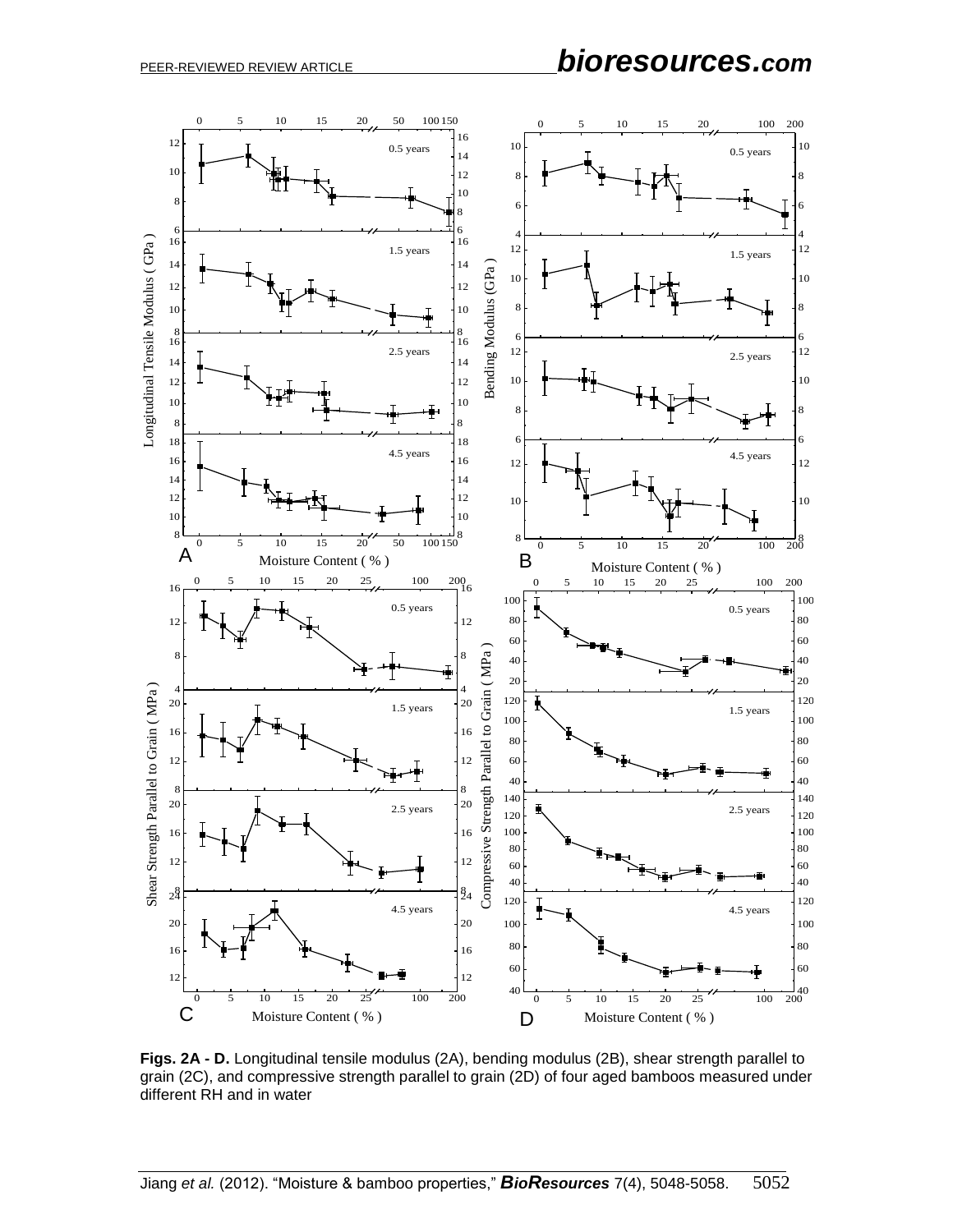**Figs. 2A - D.** Longitudinal tensile modulus (2A), bending modulus (2B), shear strength parallel to grain (2C), and compressive strength parallel to grain (2D) of four aged bamboos measured under different RH and in water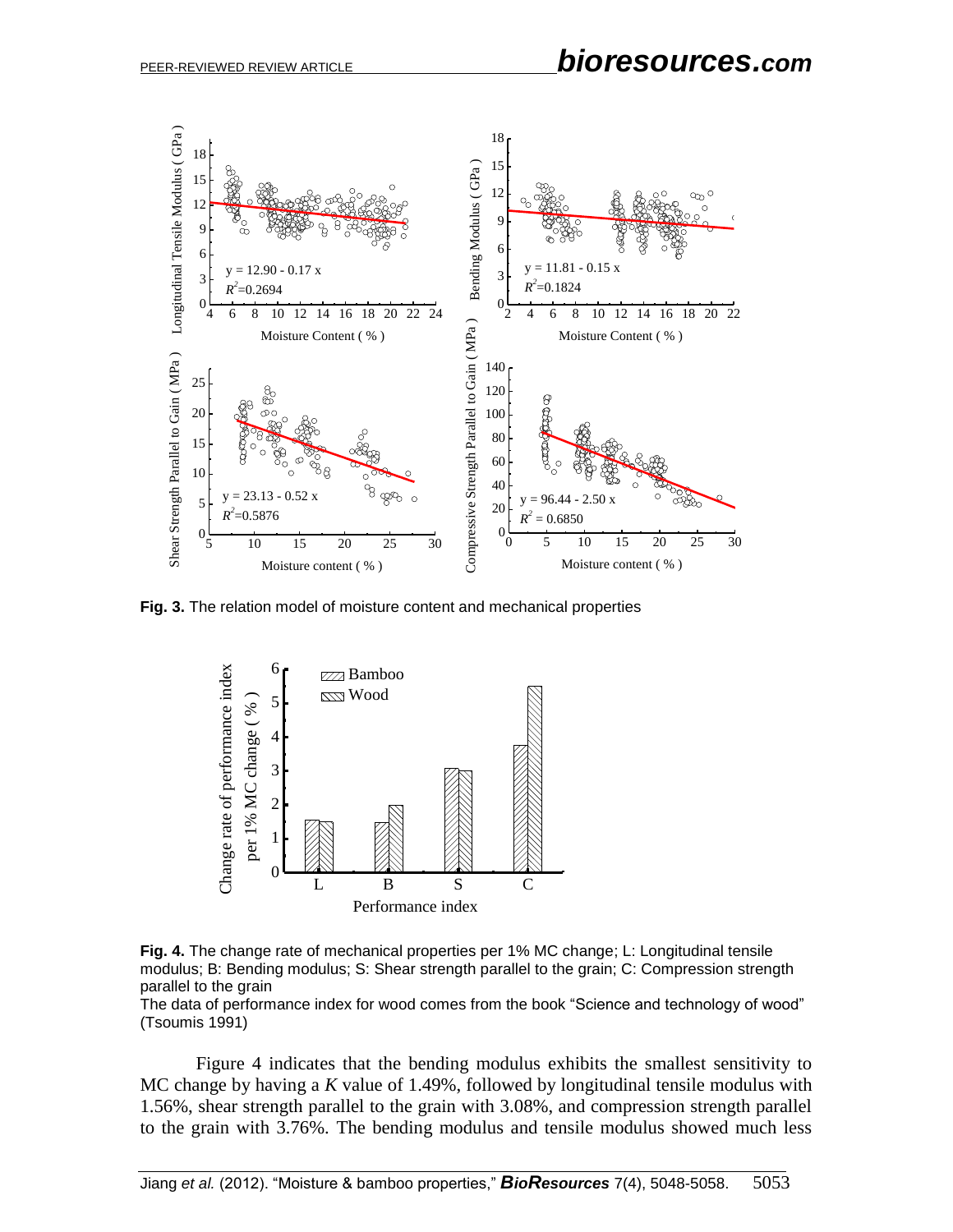**Fig. 3.** The relation model of moisture content and mechanical properties

**Fig. 4.** The change rate of mechanical properties per 1% MC change; L: Longitudinal tensile modulus; B: Bending modulus; S: Shear strength parallel to the grain; C: Compression strength parallel to the grain

The data of performance index for wood comes from the book "Science and technology of wood" (Tsoumis 1991)

Figure 4 indicates that the bending modulus exhibits the smallest sensitivity to MC change by having a *K* value of 1.49%, followed by longitudinal tensile modulus with 1.56%, shear strength parallel to the grain with 3.08%, and compression strength parallel to the grain with 3.76%. The bending modulus and tensile modulus showed much less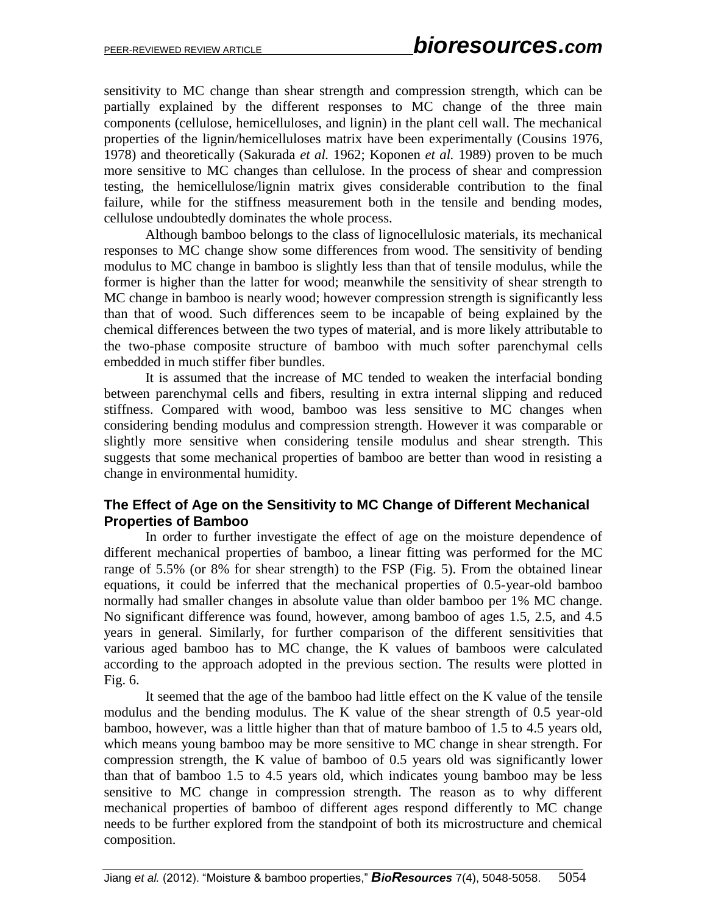sensitivity to MC change than shear strength and compression strength, which can be partially explained by the different responses to MC change of the three main components (cellulose, hemicelluloses, and lignin) in the plant cell wall. The mechanical properties of the lignin/hemicelluloses matrix have been experimentally (Cousins 1976, 1978) and theoretically (Sakurada *et al.* 1962; Koponen *et al.* 1989) proven to be much more sensitive to MC changes than cellulose. In the process of shear and compression testing, the hemicellulose/lignin matrix gives considerable contribution to the final failure, while for the stiffness measurement both in the tensile and bending modes, cellulose undoubtedly dominates the whole process.

Although bamboo belongs to the class of lignocellulosic materials, its mechanical responses to MC change show some differences from wood. The sensitivity of bending modulus to MC change in bamboo is slightly less than that of tensile modulus, while the former is higher than the latter for wood; meanwhile the sensitivity of shear strength to MC change in bamboo is nearly wood; however compression strength is significantly less than that of wood. Such differences seem to be incapable of being explained by the chemical differences between the two types of material, and is more likely attributable to the two-phase composite structure of bamboo with much softer parenchymal cells embedded in much stiffer fiber bundles.

It is assumed that the increase of MC tended to weaken the interfacial bonding between parenchymal cells and fibers, resulting in extra internal slipping and reduced stiffness. Compared with wood, bamboo was less sensitive to MC changes when considering bending modulus and compression strength. However it was comparable or slightly more sensitive when considering tensile modulus and shear strength. This suggests that some mechanical properties of bamboo are better than wood in resisting a change in environmental humidity.

### The Effect of Age on the Sensitivity to MC Change of Different Mechanical Properties of Bamboo

In order to further investigate the effect of age on the moisture dependence of different mechanical properties of bamboo, a linear fitting was performed for the MC range of 5.5% (or 8% for shear strength) to the FSP (Fig. 5). From the obtained linear equations, it could be inferred that the mechanical properties of 0.5-year-old bamboo normally had smaller changes in absolute value than older bamboo per 1% MC change. No significant difference was found, however, among bamboo of ages 1.5, 2.5, and 4.5 years in general. Similarly, for further comparison of the different sensitivities that various aged bamboo has to MC change, the K values of bamboos were calculated according to the approach adopted in the previous section. The results were plotted in Fig. 6.

It seemed that the age of the bamboo had little effect on the K value of the tensile modulus and the bending modulus. The K value of the shear strength of 0.5 year-old bamboo, however, was a little higher than that of mature bamboo of 1.5 to 4.5 years old, which means young bamboo may be more sensitive to MC change in shear strength. For compression strength, the K value of bamboo of 0.5 years old was significantly lower than that of bamboo 1.5 to 4.5 years old, which indicates young bamboo may be less sensitive to MC change in compression strength. The reason as to why different mechanical properties of bamboo of different ages respond differently to MC change needs to be further explored from the standpoint of both its microstructure and chemical composition.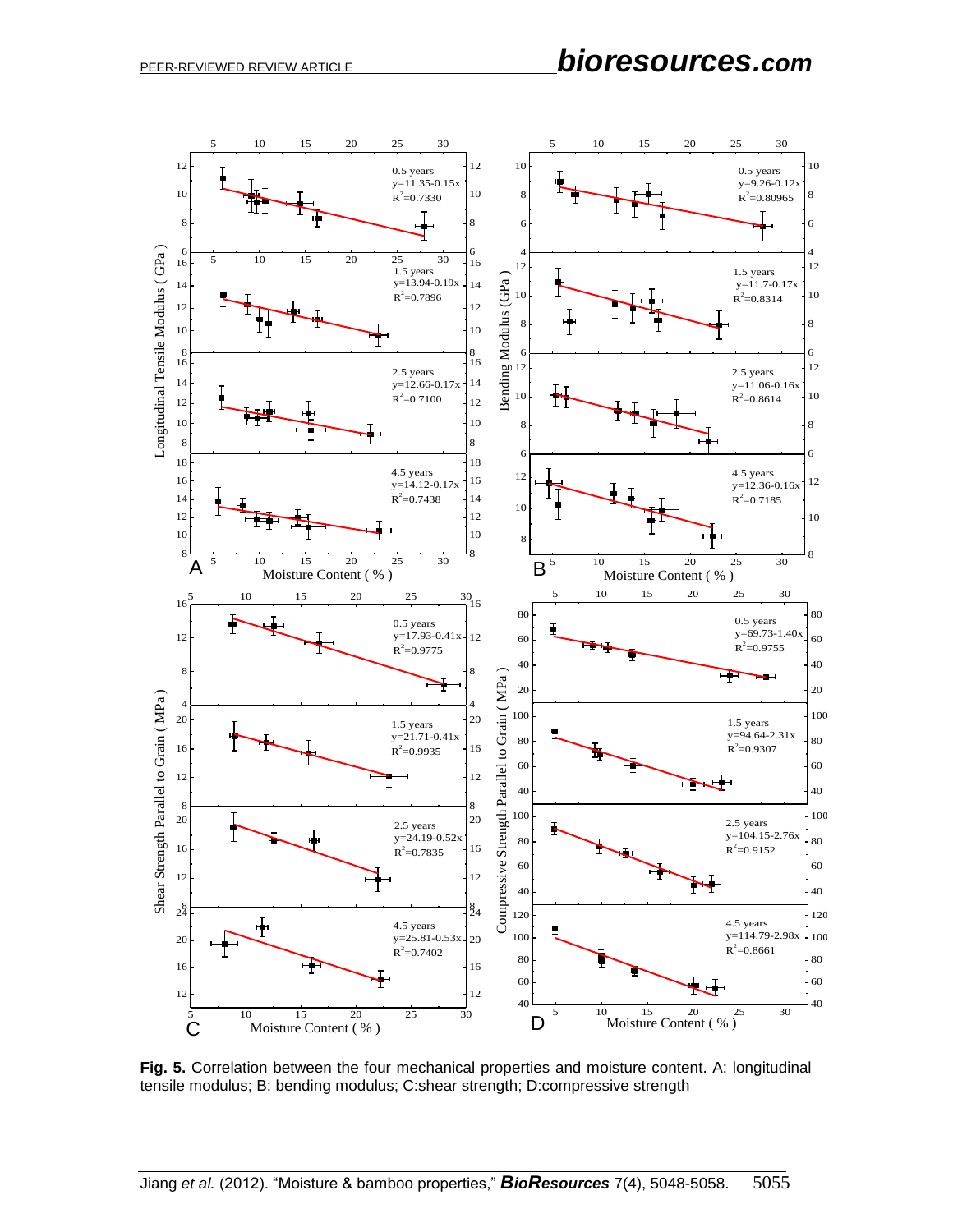**Fig. 5.** Correlation between the four mechanical properties and moisture content. A: longitudinal tensile modulus; B: bending modulus; C:shear strength; D:compressive strength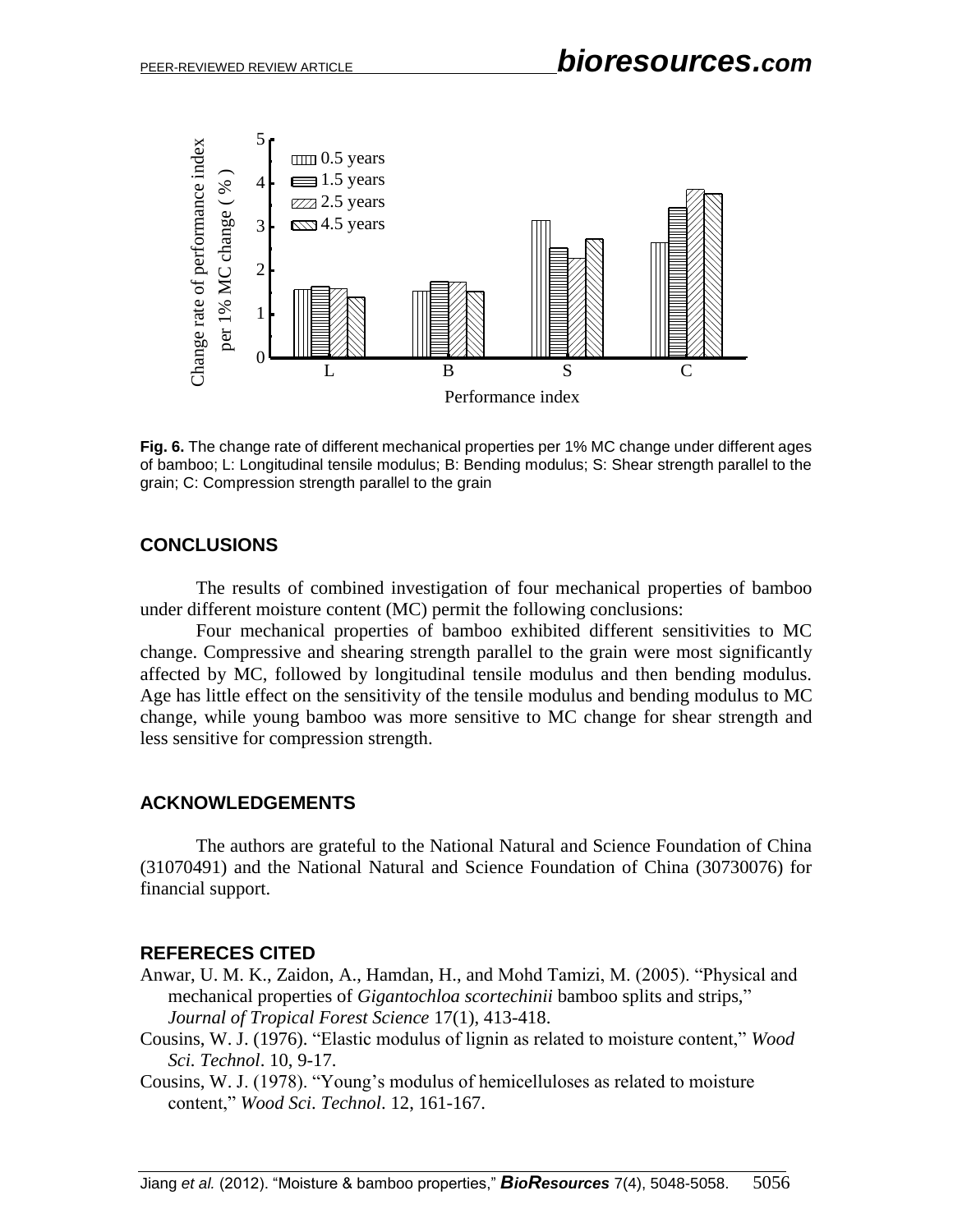**Fig. 6.** The change rate of different mechanical properties per 1% MC change under different ages of bamboo; L: Longitudinal tensile modulus; B: Bending modulus; S: Shear strength parallel to the grain; C: Compression strength parallel to the grain

## CONCLUSIONS

The results of combined investigation of four mechanical properties of bamboo under different moisture content (MC) permit the following conclusions:

Four mechanical properties of bamboo exhibited different sensitivities to MC change. Compressive and shearing strength parallel to the grain were most significantly affected by MC, followed by longitudinal tensile modulus and then bending modulus. Age has little effect on the sensitivity of the tensile modulus and bending modulus to MC change, while young bamboo was more sensitive to MC change for shear strength and less sensitive for compression strength.

## ACKNOWLEDGEMENTS

The authors are grateful to the National Natural and Science Foundation of China (31070491) and the National Natural and Science Foundation of China (30730076) for financial support.

## REFERECES CITED

Anwar, U. M. K., Zaidon, A., Hamdan, H., and Mohd Tamizi, M. (2005). "Physical and mechanical properties of *Gigantochloa scortechinii* bamboo splits and strips," *Journal of Tropical Forest Science* 17(1), 413-418.

Cousins, W. J. (1976). "Elastic modulus of lignin as related to moisture content," *Wood Sci. Technol*. 10, 9-17.

Cousins, W. J. (1978). "Young's modulus of hemicelluloses as related to moisture content," *Wood Sci. Technol.* 12, 161-167.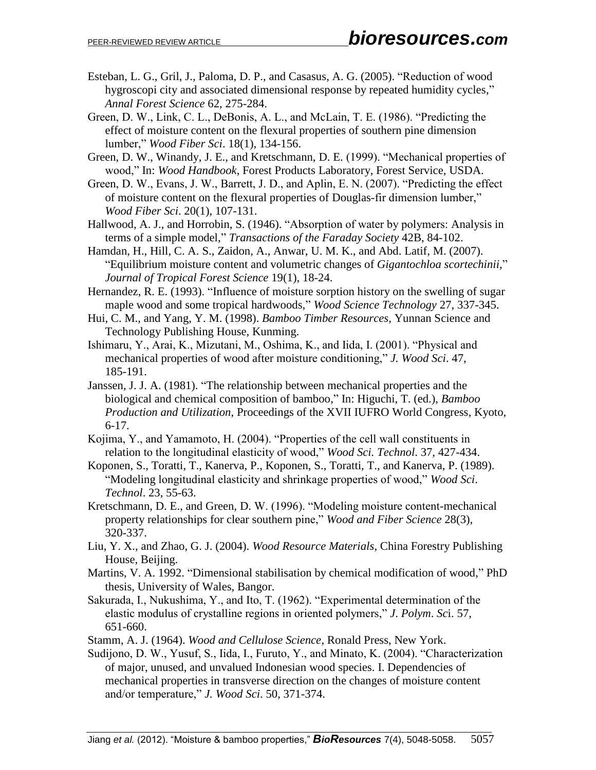Esteban, L. G., Gril, J., Paloma, D. P., and Casasus, A. G. (2005). "Reduction of wood hygroscopi city and associated dimensional response by repeated humidity cycles," *Annal Forest Science* 62, 275-284.

Green, D. W., Link, C. L., DeBonis, A. L., and McLain, T. E. (1986). "Predicting the effect of moisture content on the flexural properties of southern pine dimension lumber," *Wood Fiber Sci*. 18(1), 134-156.

Green, D. W., Winandy, J. E., and Kretschmann, D. E. (1999). "Mechanical properties of wood," In: *Wood Handbook*, Forest Products Laboratory, Forest Service, USDA.

Green, D. W., Evans, J. W., Barrett, J. D., and Aplin, E. N. (2007). "Predicting the effect of moisture content on the flexural properties of Douglas-fir dimension lumber," *Wood Fiber Sci*. 20(1), 107-131.

Hallwood, A. J., and Horrobin, S. (1946). "Absorption of water by polymers: Analysis in terms of a simple model," *Transactions of the Faraday Society* 42B, 84-102.

Hamdan, H., Hill, C. A. S., Zaidon, A., Anwar, U. M. K., and Abd. Latif, M. (2007). "Equilibrium moisture content and volumetric changes of *Gigantochloa scortechinii*," *Journal of Tropical Forest Science* 19(1), 18-24.

Hernandez, R. E. (1993). "Influence of moisture sorption history on the swelling of sugar maple wood and some tropical hardwoods," *Wood Science Technology* 27, 337-345.

Hui, C. M., and Yang, Y. M. (1998). *Bamboo Timber Resources*, Yunnan Science and Technology Publishing House, Kunming.

Ishimaru, Y., Arai, K., Mizutani, M., Oshima, K., and Iida, I. (2001). "Physical and mechanical properties of wood after moisture conditioning," *J. Wood Sci*. 47, 185-191.

Janssen, J. J. A. (1981). "The relationship between mechanical properties and the biological and chemical composition of bamboo," In: Higuchi, T. (ed.), *Bamboo Production and Utilization*, Proceedings of the XVII IUFRO World Congress, Kyoto, 6-17.

Kojima, Y., and Yamamoto, H. (2004). "Properties of the cell wall constituents in relation to the longitudinal elasticity of wood," *Wood Sci. Technol*. 37, 427-434.

Koponen, S., Toratti, T., Kanerva, P., Koponen, S., Toratti, T., and Kanerva, P. (1989). "Modeling longitudinal elasticity and shrinkage properties of wood," *Wood Sci. Technol*. 23, 55-63.

Kretschmann, D. E., and Green, D. W. (1996). "Modeling moisture content-mechanical property relationships for clear southern pine," *Wood and Fiber Science* 28(3), 320-337.

Liu, Y. X., and Zhao, G. J. (2004). *Wood Resource Materials*, China Forestry Publishing House, Beijing.

Martins, V. A. 1992. "Dimensional stabilisation by chemical modification of wood," PhD thesis, University of Wales, Bangor.

Sakurada, I., Nukushima, Y., and Ito, T. (1962). "Experimental determination of the elastic modulus of crystalline regions in oriented polymers," *J. Polym. Sci*. 57, 651-660.

Stamm, A. J. (1964). *Wood and Cellulose Science*, Ronald Press, New York.

Sudijono, D. W., Yusuf, S., Iida, I., Furuto, Y., and Minato, K. (2004). "Characterization of major, unused, and unvalued Indonesian wood species. I. Dependencies of mechanical properties in transverse direction on the changes of moisture content and/or temperature," *J. Wood Sci*. 50, 371-374.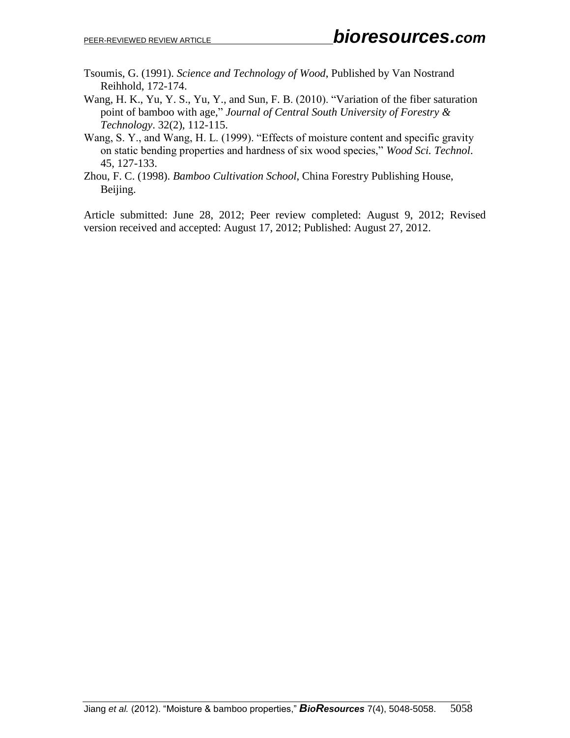Tsoumis, G. (1991). *Science and Technology of Wood*, Published by Van Nostrand Reihhold, 172-174.

Wang, H. K., Yu, Y. S., Yu, Y., and Sun, F. B. (2010). "Variation of the fiber saturation point of bamboo with age," *Journal of Central South University of Forestry & Technology*. 32(2), 112-115.

Wang, S. Y., and Wang, H. L. (1999). "Effects of moisture content and specific gravity on static bending properties and hardness of six wood species," *Wood Sci. Technol*. 45, 127-133.

Zhou, F. C. (1998). *Bamboo Cultivation School*, China Forestry Publishing House, Beijing.

Article submitted: June 28, 2012; Peer review completed: August 9, 2012; Revised version received and accepted: August 17, 2012; Published: August 27, 2012.